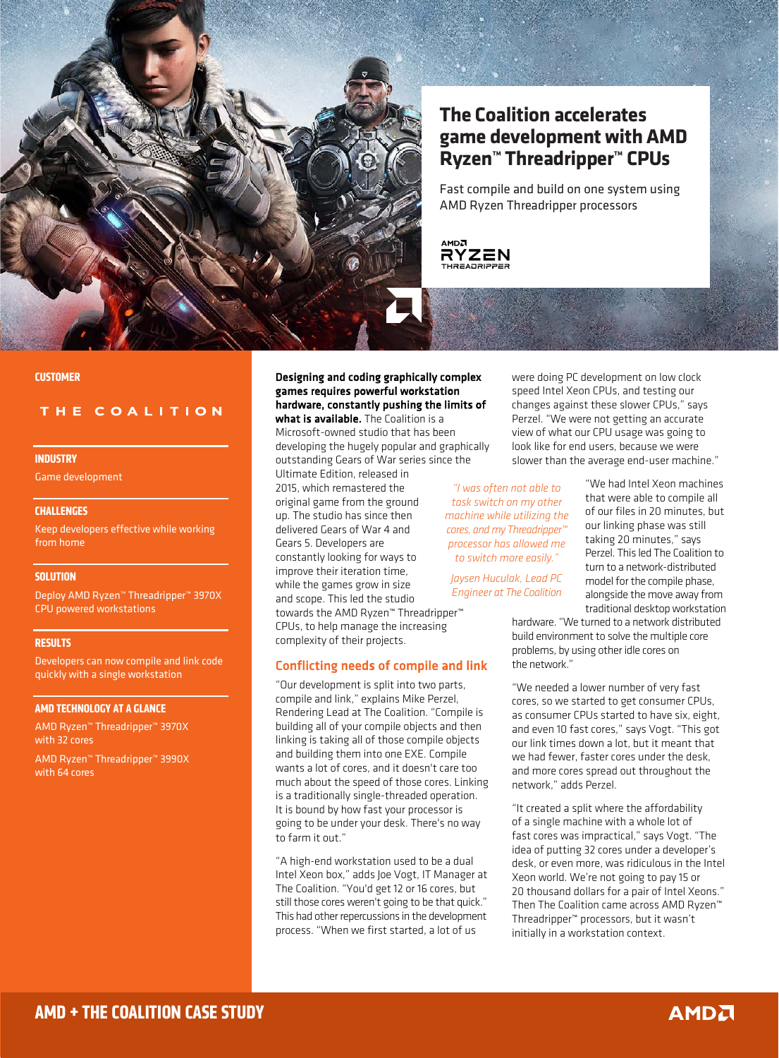# The Coalition accelerates game development with AMD Ryzen™ Threadripper™ CPUs

Fast compile and build on one system using AMD Ryzen Threadripper processors

**CUSTOMER**

THE COALITION

**INDUSTRY**

Game development

**CHALLENGES**

Keep developers effective while working from home

**SOLUTION**

Deploy AMD Ryzen™ Threadripper™ 3970X CPU powered workstations

**RESULTS**

Developers can now compile and link code quickly with a single workstation

**AMD TECHNOLOGY AT A GLANCE**

AMD Ryzen™ Threadripper™ 3970X with 32 cores

AMD Ryzen™ Threadripper™ 3990X with 64 cores

**Designing and coding graphically complex games requires powerful workstation hardware, constantly pushing the limits of what is available.** The Coalition is a Microsoft-owned studio that has been developing the hugely popular and graphically outstanding Gears of War series since the Ultimate Edition, released in 2015, which remastered the original game from the ground up. The studio has since then delivered Gears of War 4 and Gears 5. Developers are constantly looking for ways to improve their iteration time, while the games grow in size and scope. This led the studio towards the AMD Ryzen™ Threadripper™ CPUs, to help manage the increasing complexity of their projects.

## Conflicting needs of compile and link

"Our development is split into two parts, compile and link," explains Mike Perzel, Rendering Lead at The Coalition. "Compile is building all of your compile objects and then linking is taking all of those compile objects and building them into one EXE. Compile wants a lot of cores, and it doesn't care too much about the speed of those cores. Linking is a traditionally single-threaded operation. It is bound by how fast your processor is going to be under your desk. There's no way to farm it out."

"A high-end workstation used to be a dual Intel Xeon box," adds Joe Vogt, IT Manager at The Coalition. "You'd get 12 or 16 cores, but still those cores weren't going to be that quick." This had other repercussions in the development process. "When we first started, a lot of us were doing PC development on low clock speed Intel Xeon CPUs, and testing our changes against these slower CPUs," says Perzel. "We were not getting an accurate view of what our CPU usage was going to look like for end users, because we were slower than the average end-user machine."

> *"I was often not able to task switch on my other machine while utilizing the cores, and my Threadripper™ processor has allowed me to switch more easily."*
>
> *Jaysen Huculak, Lead PC Engineer at The Coalition*

"We had Intel Xeon machines that were able to compile all of our files in 20 minutes, but our linking phase was still taking 20 minutes," says Perzel. This led The Coalition to turn to a network-distributed model for the compile phase, alongside the move away from traditional desktop workstation hardware. "We turned to a network distributed build environment to solve the multiple core problems, by using other idle cores on the network."

"We needed a lower number of very fast cores, so we started to get consumer CPUs, as consumer CPUs started to have six, eight, and even 10 fast cores," says Vogt. "This got our link times down a lot, but it meant that we had fewer, faster cores under the desk, and more cores spread out throughout the network," adds Perzel.

"It created a split where the affordability of a single machine with a whole lot of fast cores was impractical," says Vogt. "The idea of putting 32 cores under a developer's desk, or even more, was ridiculous in the Intel Xeon world. We're not going to pay 15 or 20 thousand dollars for a pair of Intel Xeons." Then The Coalition came across AMD Ryzen™ Threadripper™ processors, but it wasn't initially in a workstation context.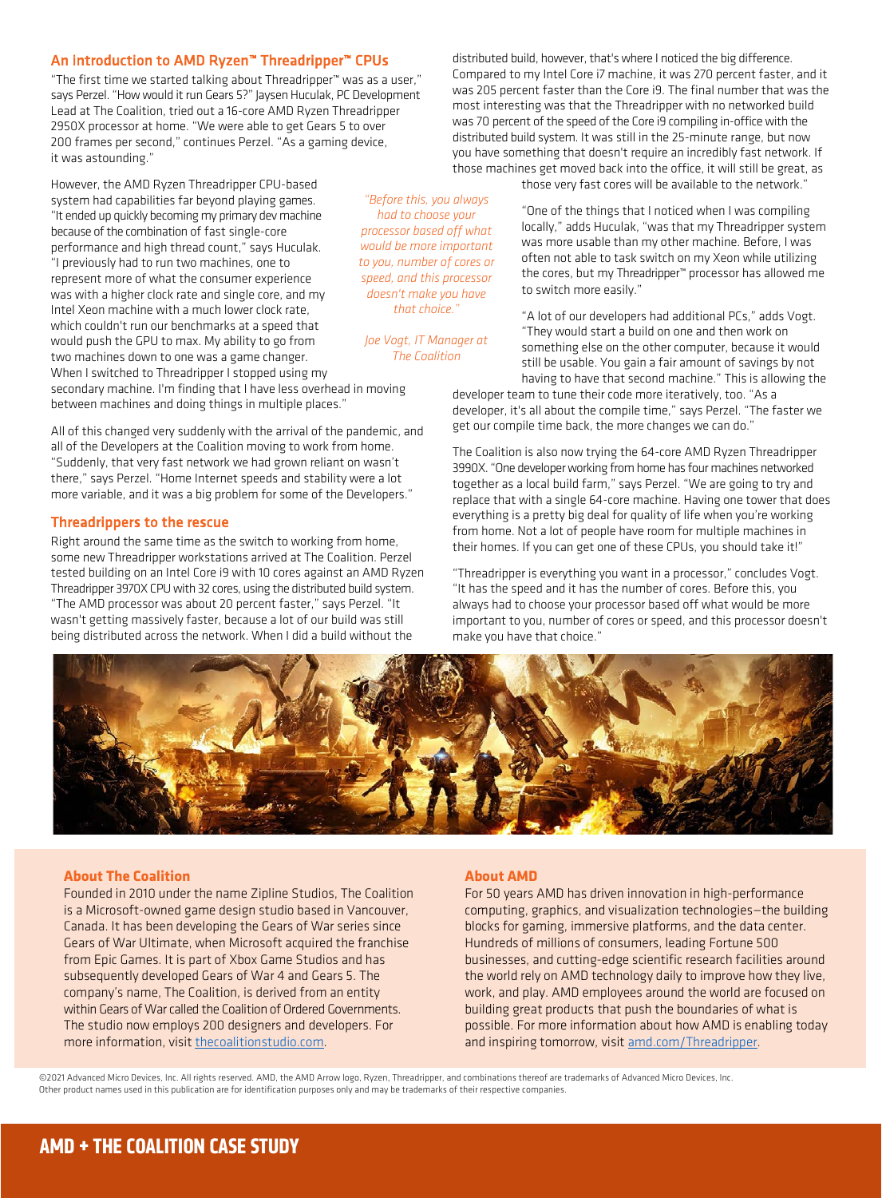## An Introduction to AMD Ryzen™ Threadripper™ CPUs

"The first time we started talking about Threadripper™ was as a user," says Perzel. "How would it run Gears 5?" Jaysen Huculak, PC Development Lead at The Coalition, tried out a 16-core AMD Ryzen Threadripper 2950X processor at home. "We were able to get Gears 5 to over 200 frames per second," continues Perzel. "As a gaming device, it was astounding."

However, the AMD Ryzen Threadripper CPU-based system had capabilities far beyond playing games. "It ended up quickly becoming my primary dev machine because of the combination of fast single-core performance and high thread count," says Huculak. "I previously had to run two machines, one to represent more of what the consumer experience was with a higher clock rate and single core, and my Intel Xeon machine with a much lower clock rate, which couldn't run our benchmarks at a speed that would push the GPU to max. My ability to go from two machines down to one was a game changer. When I switched to Threadripper I stopped using my secondary machine. I'm finding that I have less overhead in moving between machines and doing things in multiple places."

*"Before this, you always had to choose your processor based off what would be more important to you, number of cores or speed, and this processor doesn't make you have that choice."*

*Joe Vogt, IT Manager at The Coalition*

All of this changed very suddenly with the arrival of the pandemic, and all of the Developers at the Coalition moving to work from home. "Suddenly, that very fast network we had grown reliant on wasn't there," says Perzel. "Home Internet speeds and stability were a lot more variable, and it was a big problem for some of the Developers."

## Threadrippers to the rescue

Right around the same time as the switch to working from home, some new Threadripper workstations arrived at The Coalition. Perzel tested building on an Intel Core i9 with 10 cores against an AMD Ryzen Threadripper 3970X CPU with 32 cores, using the distributed build system. "The AMD processor was about 20 percent faster," says Perzel. "It wasn't getting massively faster, because a lot of our build was still being distributed across the network. When I did a build without the distributed build, however, that's where I noticed the big difference. Compared to my Intel Core i7 machine, it was 270 percent faster, and it was 205 percent faster than the Core i9. The final number that was the most interesting was that the Threadripper with no networked build was 70 percent of the speed of the Core i9 compiling in-office with the distributed build system. It was still in the 25-minute range, but now you have something that doesn't require an incredibly fast network. If those machines get moved back into the office, it will still be great, as those very fast cores will be available to the network."

"One of the things that I noticed when I was compiling locally," adds Huculak, "was that my Threadripper system was more usable than my other machine. Before, I was often not able to task switch on my Xeon while utilizing the cores, but my Threadripper™ processor has allowed me to switch more easily."

"A lot of our developers had additional PCs," adds Vogt. "They would start a build on one and then work on something else on the other computer, because it would still be usable. You gain a fair amount of savings by not having to have that second machine." This is allowing the developer team to tune their code more iteratively, too. "As a developer, it's all about the compile time," says Perzel. "The faster we get our compile time back, the more changes we can do."

The Coalition is also now trying the 64-core AMD Ryzen Threadripper 3990X. "One developer working from home has four machines networked together as a local build farm," says Perzel. "We are going to try and replace that with a single 64-core machine. Having one tower that does everything is a pretty big deal for quality of life when you're working from home. Not a lot of people have room for multiple machines in their homes. If you can get one of these CPUs, you should take it!"

"Threadripper is everything you want in a processor," concludes Vogt. "It has the speed and it has the number of cores. Before this, you always had to choose your processor based off what would be more important to you, number of cores or speed, and this processor doesn't make you have that choice."

### About The Coalition

Founded in 2010 under the name Zipline Studios, The Coalition is a Microsoft-owned game design studio based in Vancouver, Canada. It has been developing the Gears of War series since Gears of War Ultimate, when Microsoft acquired the franchise from Epic Games. It is part of Xbox Game Studios and has subsequently developed Gears of War 4 and Gears 5. The company's name, The Coalition, is derived from an entity within Gears of War called the Coalition of Ordered Governments. The studio now employs 200 designers and developers. For more information, visit thecoalitionstudio.com.

### About AMD

For 50 years AMD has driven innovation in high-performance computing, graphics, and visualization technologies—the building blocks for gaming, immersive platforms, and the data center. Hundreds of millions of consumers, leading Fortune 500 businesses, and cutting-edge scientific research facilities around the world rely on AMD technology daily to improve how they live, work, and play. AMD employees around the world are focused on building great products that push the boundaries of what is possible. For more information about how AMD is enabling today and inspiring tomorrow, visit amd.com/Threadripper.

©2021 Advanced Micro Devices, Inc. All rights reserved. AMD, the AMD Arrow logo, Ryzen, Threadripper, and combinations thereof are trademarks of Advanced Micro Devices, Inc. Other product names used in this publication are for identification purposes only and may be trademarks of their respective companies.

**AMD + THE COALITION CASE STUDY**